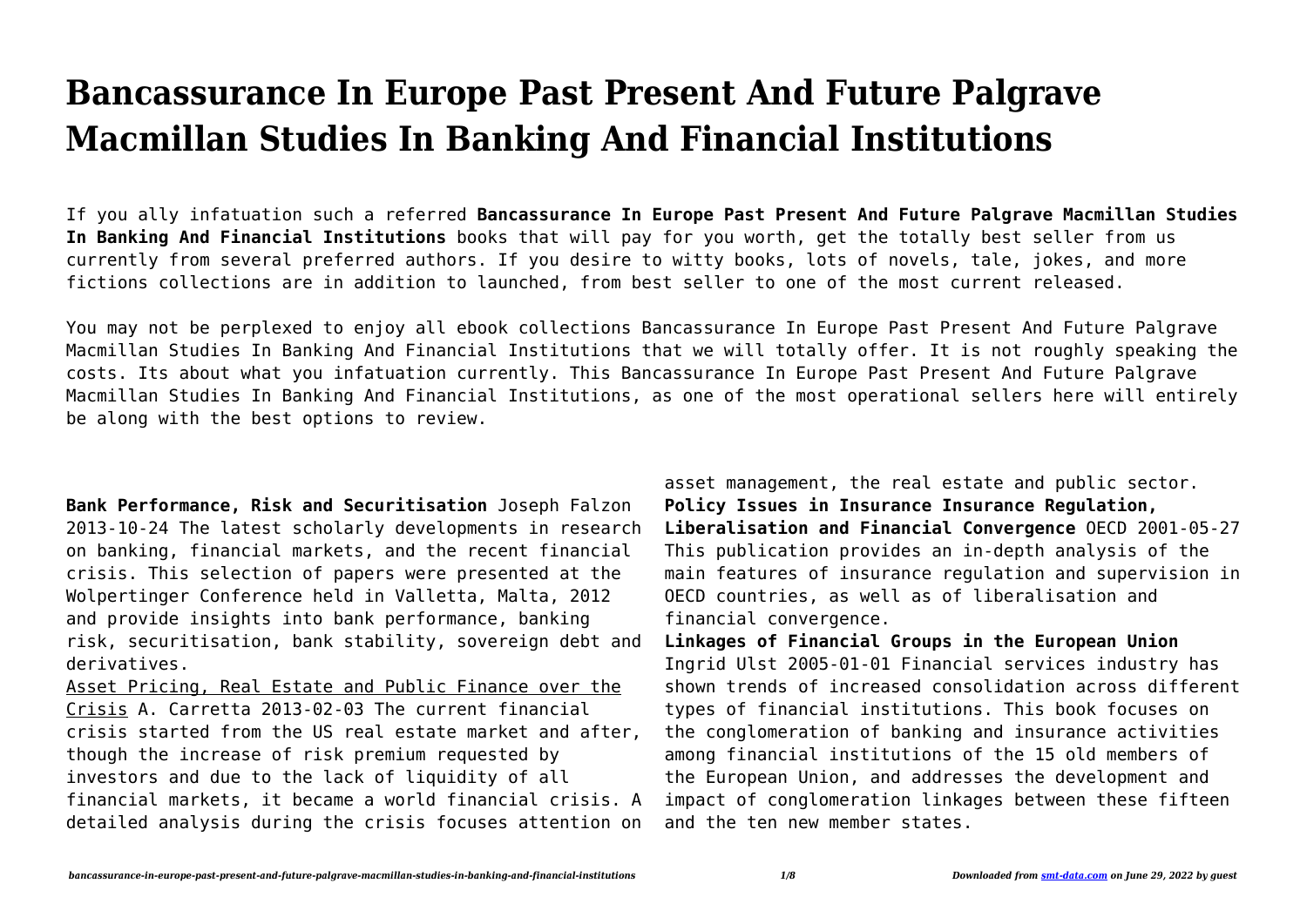# Bancassurance In Europe Past Present And Future Palgrave Macmillan Studies In Banking And Financial Institutions

If you ally infatuation such a referred **Bancassurance In Europe Past Present And Future Palgrave Macmillan Studies In Banking And Financial Institutions** books that will pay for you worth, get the totally best seller from us currently from several preferred authors. If you desire to witty books, lots of novels, tale, jokes, and more fictions collections are in addition to launched, from best seller to one of the most current released.

You may not be perplexed to enjoy all ebook collections Bancassurance In Europe Past Present And Future Palgrave Macmillan Studies In Banking And Financial Institutions that we will totally offer. It is not roughly speaking the costs. Its about what you infatuation currently. This Bancassurance In Europe Past Present And Future Palgrave Macmillan Studies In Banking And Financial Institutions, as one of the most operational sellers here will entirely be along with the best options to review.

**Bank Performance, Risk and Securitisation** Joseph Falzon 2013-10-24 The latest scholarly developments in research on banking, financial markets, and the recent financial crisis. This selection of papers were presented at the Wolpertinger Conference held in Valletta, Malta, 2012 and provide insights into bank performance, banking risk, securitisation, bank stability, sovereign debt and derivatives.

Asset Pricing, Real Estate and Public Finance over the Crisis A. Carretta 2013-02-03 The current financial crisis started from the US real estate market and after, though the increase of risk premium requested by investors and due to the lack of liquidity of all financial markets, it became a world financial crisis. A detailed analysis during the crisis focuses attention on asset management, the real estate and public sector.

**Policy Issues in Insurance Insurance Regulation, Liberalisation and Financial Convergence** OECD 2001-05-27 This publication provides an in-depth analysis of the main features of insurance regulation and supervision in OECD countries, as well as of liberalisation and financial convergence.

**Linkages of Financial Groups in the European Union** Ingrid Ulst 2005-01-01 Financial services industry has shown trends of increased consolidation across different types of financial institutions. This book focuses on the conglomeration of banking and insurance activities among financial institutions of the 15 old members of the European Union, and addresses the development and impact of conglomeration linkages between these fifteen and the ten new member states.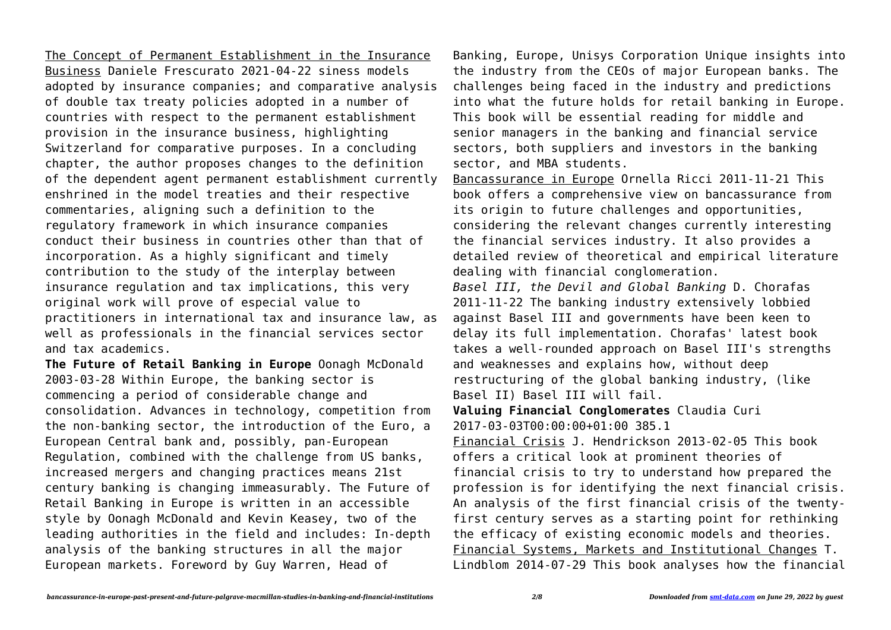The Concept of Permanent Establishment in the Insurance Business Daniele Frescurato 2021-04-22 siness models adopted by insurance companies; and comparative analysis of double tax treaty policies adopted in a number of countries with respect to the permanent establishment provision in the insurance business, highlighting Switzerland for comparative purposes. In a concluding chapter, the author proposes changes to the definition of the dependent agent permanent establishment currently enshrined in the model treaties and their respective commentaries, aligning such a definition to the regulatory framework in which insurance companies conduct their business in countries other than that of incorporation. As a highly significant and timely contribution to the study of the interplay between insurance regulation and tax implications, this very original work will prove of especial value to practitioners in international tax and insurance law, as well as professionals in the financial services sector and tax academics.

**The Future of Retail Banking in Europe** Oonagh McDonald 2003-03-28 Within Europe, the banking sector is commencing a period of considerable change and consolidation. Advances in technology, competition from the non-banking sector, the introduction of the Euro, a European Central bank and, possibly, pan-European Regulation, combined with the challenge from US banks, increased mergers and changing practices means 21st century banking is changing immeasurably. The Future of Retail Banking in Europe is written in an accessible style by Oonagh McDonald and Kevin Keasey, two of the leading authorities in the field and includes: In-depth analysis of the banking structures in all the major European markets. Foreword by Guy Warren, Head of Banking, Europe, Unisys Corporation Unique insights into the industry from the CEOs of major European banks. The challenges being faced in the industry and predictions into what the future holds for retail banking in Europe. This book will be essential reading for middle and senior managers in the banking and financial service sectors, both suppliers and investors in the banking sector, and MBA students.

Bancassurance in Europe Ornella Ricci 2011-11-21 This book offers a comprehensive view on bancassurance from its origin to future challenges and opportunities, considering the relevant changes currently interesting the financial services industry. It also provides a detailed review of theoretical and empirical literature dealing with financial conglomeration.

*Basel III, the Devil and Global Banking* D. Chorafas 2011-11-22 The banking industry extensively lobbied against Basel III and governments have been keen to delay its full implementation. Chorafas' latest book takes a well-rounded approach on Basel III's strengths and weaknesses and explains how, without deep restructuring of the global banking industry, (like Basel II) Basel III will fail.

**Valuing Financial Conglomerates** Claudia Curi 2017-03-03T00:00:00+01:00 385.1

Financial Crisis J. Hendrickson 2013-02-05 This book offers a critical look at prominent theories of financial crisis to try to understand how prepared the profession is for identifying the next financial crisis. An analysis of the first financial crisis of the twenty-first century serves as a starting point for rethinking the efficacy of existing economic models and theories.

Financial Systems, Markets and Institutional Changes T. Lindblom 2014-07-29 This book analyses how the financial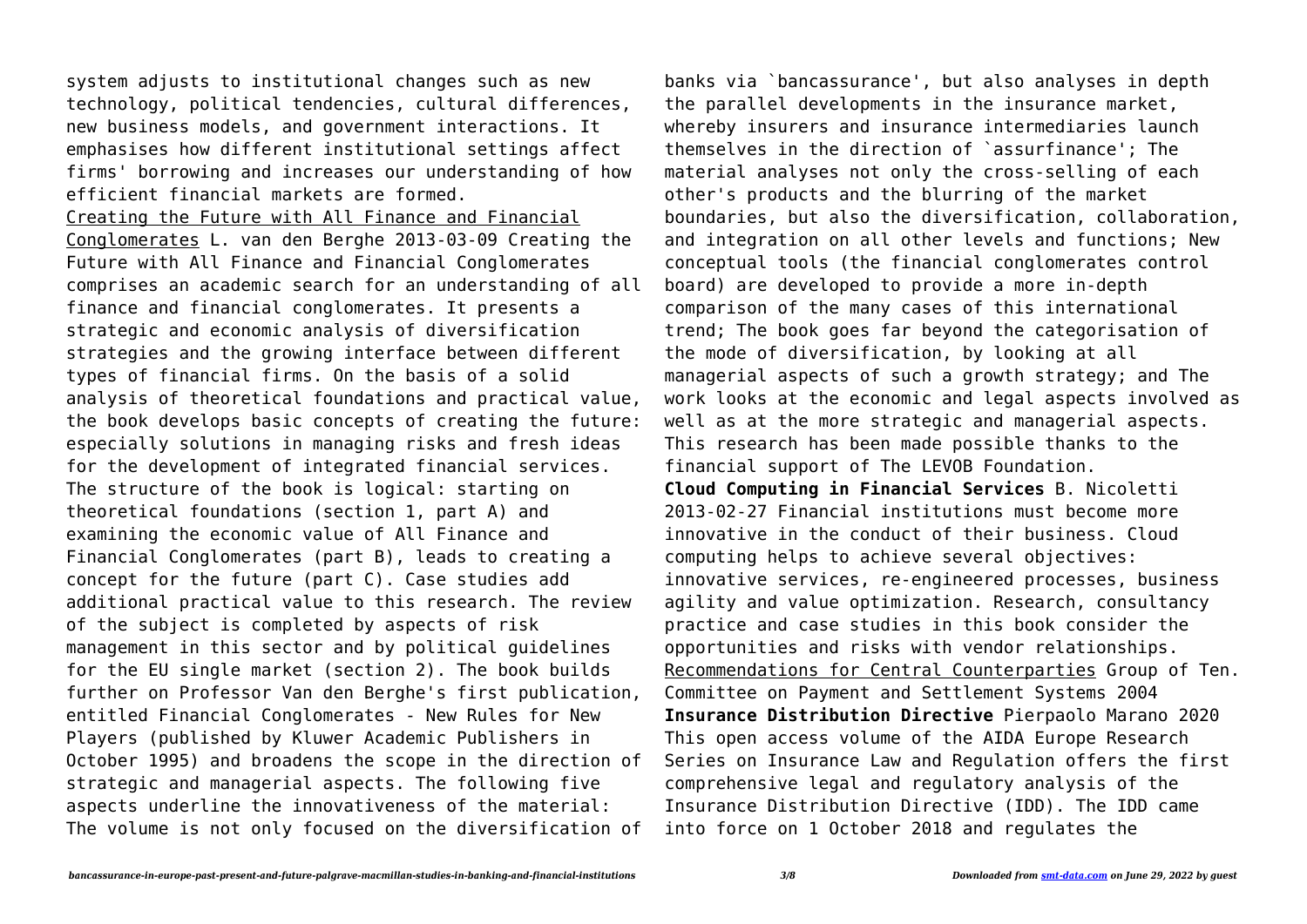system adjusts to institutional changes such as new technology, political tendencies, cultural differences, new business models, and government interactions. It emphasises how different institutional settings affect firms' borrowing and increases our understanding of how efficient financial markets are formed.

Creating the Future with All Finance and Financial Conglomerates L. van den Berghe 2013-03-09 Creating the Future with All Finance and Financial Conglomerates comprises an academic search for an understanding of all finance and financial conglomerates. It presents a strategic and economic analysis of diversification strategies and the growing interface between different types of financial firms. On the basis of a solid analysis of theoretical foundations and practical value, the book develops basic concepts of creating the future: especially solutions in managing risks and fresh ideas for the development of integrated financial services. The structure of the book is logical: starting on theoretical foundations (section 1, part A) and examining the economic value of All Finance and Financial Conglomerates (part B), leads to creating a concept for the future (part C). Case studies add additional practical value to this research. The review of the subject is completed by aspects of risk management in this sector and by political guidelines for the EU single market (section 2). The book builds further on Professor Van den Berghe's first publication, entitled Financial Conglomerates - New Rules for New Players (published by Kluwer Academic Publishers in October 1995) and broadens the scope in the direction of strategic and managerial aspects. The following five aspects underline the innovativeness of the material: The volume is not only focused on the diversification of banks via `bancassurance', but also analyses in depth the parallel developments in the insurance market, whereby insurers and insurance intermediaries launch themselves in the direction of `assurfinance'; The material analyses not only the cross-selling of each other's products and the blurring of the market boundaries, but also the diversification, collaboration, and integration on all other levels and functions; New conceptual tools (the financial conglomerates control board) are developed to provide a more in-depth comparison of the many cases of this international trend; The book goes far beyond the categorisation of the mode of diversification, by looking at all managerial aspects of such a growth strategy; and The work looks at the economic and legal aspects involved as well as at the more strategic and managerial aspects. This research has been made possible thanks to the financial support of The LEVOB Foundation.

**Cloud Computing in Financial Services** B. Nicoletti 2013-02-27 Financial institutions must become more innovative in the conduct of their business. Cloud computing helps to achieve several objectives: innovative services, re-engineered processes, business agility and value optimization. Research, consultancy practice and case studies in this book consider the opportunities and risks with vendor relationships.

Recommendations for Central Counterparties Group of Ten. Committee on Payment and Settlement Systems 2004

**Insurance Distribution Directive** Pierpaolo Marano 2020 This open access volume of the AIDA Europe Research Series on Insurance Law and Regulation offers the first comprehensive legal and regulatory analysis of the Insurance Distribution Directive (IDD). The IDD came into force on 1 October 2018 and regulates the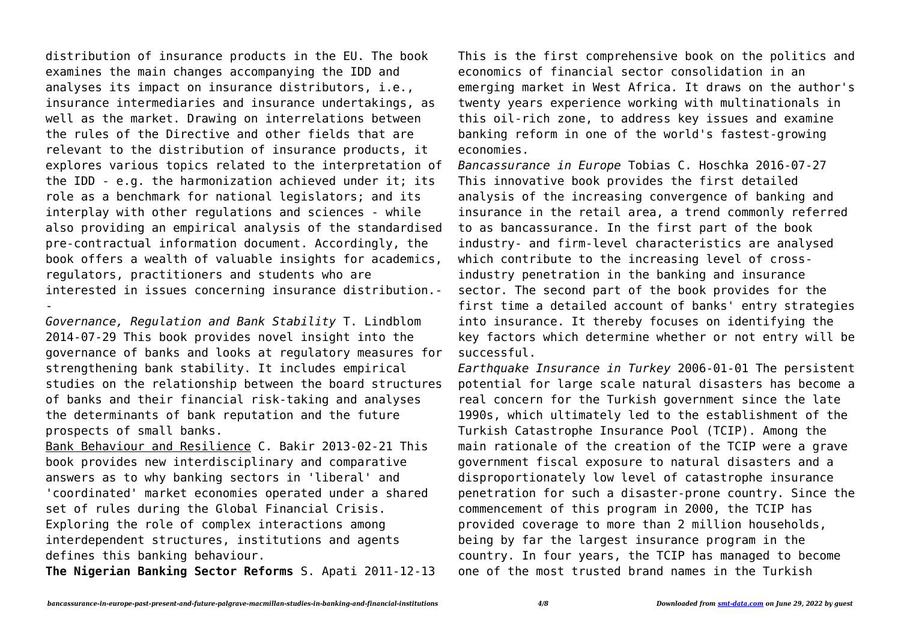distribution of insurance products in the EU. The book examines the main changes accompanying the IDD and analyses its impact on insurance distributors, i.e., insurance intermediaries and insurance undertakings, as well as the market. Drawing on interrelations between the rules of the Directive and other fields that are relevant to the distribution of insurance products, it explores various topics related to the interpretation of the IDD - e.g. the harmonization achieved under it; its role as a benchmark for national legislators; and its interplay with other regulations and sciences - while also providing an empirical analysis of the standardised pre-contractual information document. Accordingly, the book offers a wealth of valuable insights for academics, regulators, practitioners and students who are interested in issues concerning insurance distribution.--

*Governance, Regulation and Bank Stability* T. Lindblom 2014-07-29 This book provides novel insight into the governance of banks and looks at regulatory measures for strengthening bank stability. It includes empirical studies on the relationship between the board structures of banks and their financial risk-taking and analyses the determinants of bank reputation and the future prospects of small banks.

Bank Behaviour and Resilience C. Bakir 2013-02-21 This book provides new interdisciplinary and comparative answers as to why banking sectors in 'liberal' and 'coordinated' market economies operated under a shared set of rules during the Global Financial Crisis. Exploring the role of complex interactions among interdependent structures, institutions and agents defines this banking behaviour.

**The Nigerian Banking Sector Reforms** S. Apati 2011-12-13 This is the first comprehensive book on the politics and economics of financial sector consolidation in an emerging market in West Africa. It draws on the author's twenty years experience working with multinationals in this oil-rich zone, to address key issues and examine banking reform in one of the world's fastest-growing economies.

*Bancassurance in Europe* Tobias C. Hoschka 2016-07-27 This innovative book provides the first detailed analysis of the increasing convergence of banking and insurance in the retail area, a trend commonly referred to as bancassurance. In the first part of the book industry- and firm-level characteristics are analysed which contribute to the increasing level of cross-industry penetration in the banking and insurance sector. The second part of the book provides for the first time a detailed account of banks' entry strategies into insurance. It thereby focuses on identifying the key factors which determine whether or not entry will be successful.

*Earthquake Insurance in Turkey* 2006-01-01 The persistent potential for large scale natural disasters has become a real concern for the Turkish government since the late 1990s, which ultimately led to the establishment of the Turkish Catastrophe Insurance Pool (TCIP). Among the main rationale of the creation of the TCIP were a grave government fiscal exposure to natural disasters and a disproportionately low level of catastrophe insurance penetration for such a disaster-prone country. Since the commencement of this program in 2000, the TCIP has provided coverage to more than 2 million households, being by far the largest insurance program in the country. In four years, the TCIP has managed to become one of the most trusted brand names in the Turkish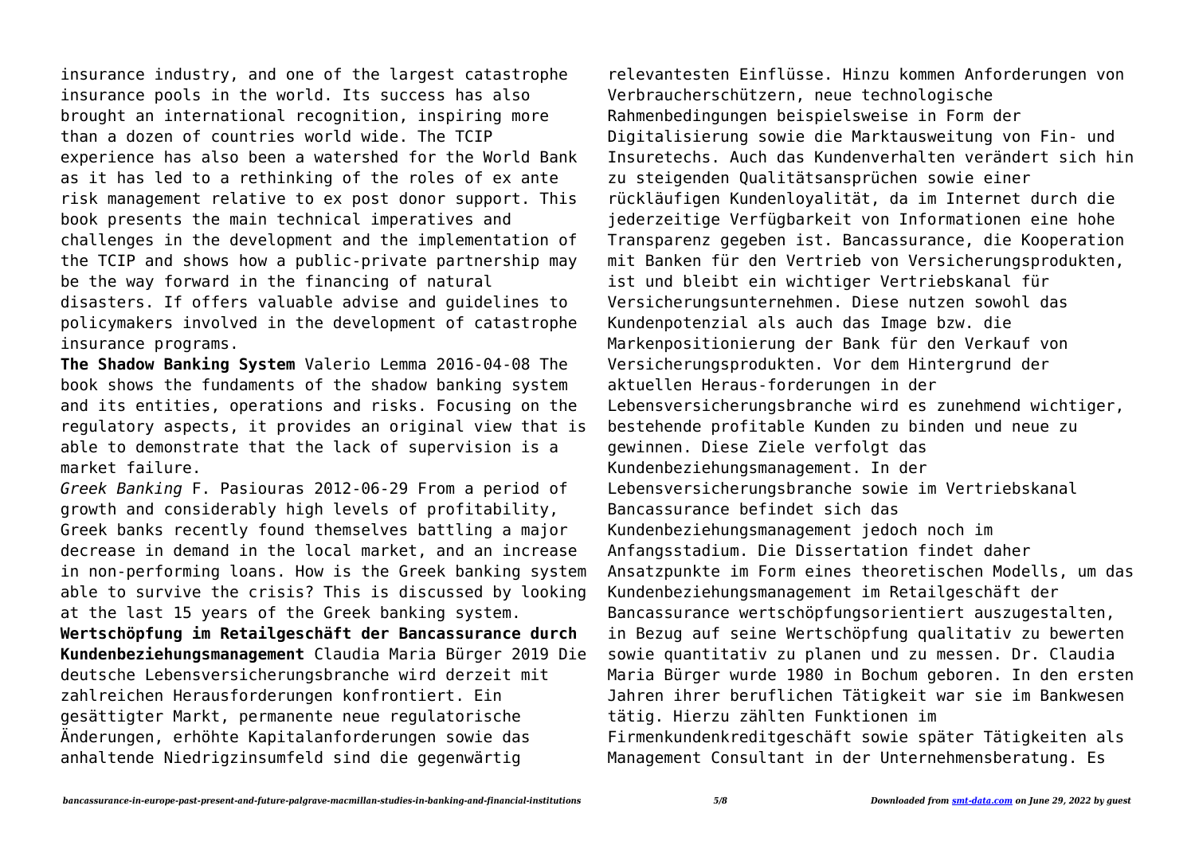insurance industry, and one of the largest catastrophe insurance pools in the world. Its success has also brought an international recognition, inspiring more than a dozen of countries world wide. The TCIP experience has also been a watershed for the World Bank as it has led to a rethinking of the roles of ex ante risk management relative to ex post donor support. This book presents the main technical imperatives and challenges in the development and the implementation of the TCIP and shows how a public-private partnership may be the way forward in the financing of natural disasters. If offers valuable advise and guidelines to policymakers involved in the development of catastrophe insurance programs.

**The Shadow Banking System** Valerio Lemma 2016-04-08 The book shows the fundaments of the shadow banking system and its entities, operations and risks. Focusing on the regulatory aspects, it provides an original view that is able to demonstrate that the lack of supervision is a market failure.

*Greek Banking* F. Pasiouras 2012-06-29 From a period of growth and considerably high levels of profitability, Greek banks recently found themselves battling a major decrease in demand in the local market, and an increase in non-performing loans. How is the Greek banking system able to survive the crisis? This is discussed by looking at the last 15 years of the Greek banking system.

**Wertschöpfung im Retailgeschäft der Bancassurance durch Kundenbeziehungsmanagement** Claudia Maria Bürger 2019 Die deutsche Lebensversicherungsbranche wird derzeit mit zahlreichen Herausforderungen konfrontiert. Ein gesättigter Markt, permanente neue regulatorische Änderungen, erhöhte Kapitalanforderungen sowie das anhaltende Niedrigzinsumfeld sind die gegenwärtig relevantesten Einflüsse. Hinzu kommen Anforderungen von Verbraucherschützern, neue technologische Rahmenbedingungen beispielsweise in Form der Digitalisierung sowie die Marktausweitung von Fin- und Insuretechs. Auch das Kundenverhalten verändert sich hin zu steigenden Qualitätsansprüchen sowie einer rückläufigen Kundenloyalität, da im Internet durch die jederzeitige Verfügbarkeit von Informationen eine hohe Transparenz gegeben ist. Bancassurance, die Kooperation mit Banken für den Vertrieb von Versicherungsprodukten, ist und bleibt ein wichtiger Vertriebskanal für Versicherungsunternehmen. Diese nutzen sowohl das Kundenpotenzial als auch das Image bzw. die Markenpositionierung der Bank für den Verkauf von Versicherungsprodukten. Vor dem Hintergrund der aktuellen Heraus-forderungen in der Lebensversicherungsbranche wird es zunehmend wichtiger, bestehende profitable Kunden zu binden und neue zu gewinnen. Diese Ziele verfolgt das Kundenbeziehungsmanagement. In der Lebensversicherungsbranche sowie im Vertriebskanal Bancassurance befindet sich das Kundenbeziehungsmanagement jedoch noch im Anfangsstadium. Die Dissertation findet daher Ansatzpunkte im Form eines theoretischen Modells, um das Kundenbeziehungsmanagement im Retailgeschäft der Bancassurance wertschöpfungsorientiert auszugestalten, in Bezug auf seine Wertschöpfung qualitativ zu bewerten sowie quantitativ zu planen und zu messen. Dr. Claudia Maria Bürger wurde 1980 in Bochum geboren. In den ersten Jahren ihrer beruflichen Tätigkeit war sie im Bankwesen tätig. Hierzu zählten Funktionen im Firmenkundenkreditgeschäft sowie später Tätigkeiten als Management Consultant in der Unternehmensberatung. Es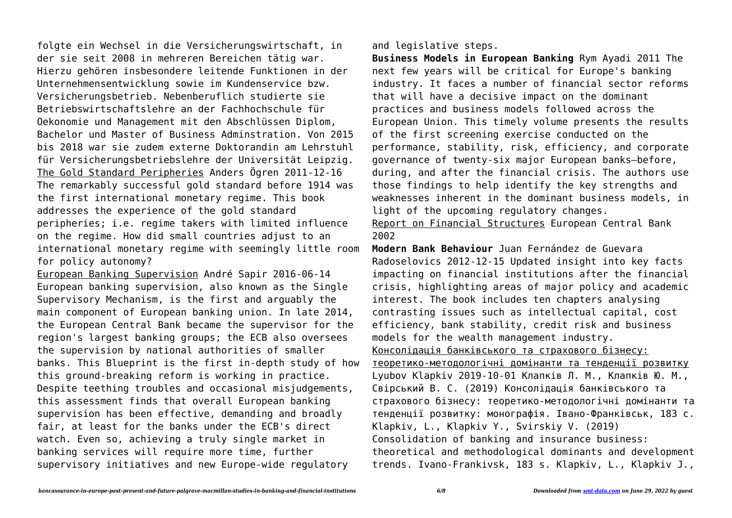folgte ein Wechsel in die Versicherungswirtschaft, in der sie seit 2008 in mehreren Bereichen tätig war. Hierzu gehören insbesondere leitende Funktionen in der Unternehmensentwicklung sowie im Kundenservice bzw. Versicherungsbetrieb. Nebenberuflich studierte sie Betriebswirtschaftslehre an der Fachhochschule für Oekonomie und Management mit den Abschlüssen Diplom, Bachelor und Master of Business Adminstration. Von 2015 bis 2018 war sie zudem externe Doktorandin am Lehrstuhl für Versicherungsbetriebslehre der Universität Leipzig.

The Gold Standard Peripheries Anders Ögren 2011-12-16 The remarkably successful gold standard before 1914 was the first international monetary regime. This book addresses the experience of the gold standard peripheries; i.e. regime takers with limited influence on the regime. How did small countries adjust to an international monetary regime with seemingly little room for policy autonomy?

European Banking Supervision André Sapir 2016-06-14 European banking supervision, also known as the Single Supervisory Mechanism, is the first and arguably the main component of European banking union. In late 2014, the European Central Bank became the supervisor for the region's largest banking groups; the ECB also oversees the supervision by national authorities of smaller banks. This Blueprint is the first in-depth study of how this ground-breaking reform is working in practice. Despite teething troubles and occasional misjudgements, this assessment finds that overall European banking supervision has been effective, demanding and broadly fair, at least for the banks under the ECB's direct watch. Even so, achieving a truly single market in banking services will require more time, further supervisory initiatives and new Europe-wide regulatory and legislative steps.

**Business Models in European Banking** Rym Ayadi 2011 The next few years will be critical for Europe's banking industry. It faces a number of financial sector reforms that will have a decisive impact on the dominant practices and business models followed across the European Union. This timely volume presents the results of the first screening exercise conducted on the performance, stability, risk, efficiency, and corporate governance of twenty-six major European banks—before, during, and after the financial crisis. The authors use those findings to help identify the key strengths and weaknesses inherent in the dominant business models, in light of the upcoming regulatory changes.

Report on Financial Structures European Central Bank 2002

**Modern Bank Behaviour** Juan Fernández de Guevara Radoselovics 2012-12-15 Updated insight into key facts impacting on financial institutions after the financial crisis, highlighting areas of major policy and academic interest. The book includes ten chapters analysing contrasting issues such as intellectual capital, cost efficiency, bank stability, credit risk and business models for the wealth management industry.

Консолідація банківського та страхового бізнесу: теоретико-методологічні домінанти та тенденції розвитку Lyubov Klapkiv 2019-10-01 Клапків Л. М., Клапків Ю. М., Свірський В. С. (2019) Консолідація банківського та страхового бізнесу: теоретико-методологічні домінанти та тенденції розвитку: монографія. Івано-Франківськ, 183 с. Klapkiv, L., Klapkiv Y., Svirskiy V. (2019) Consolidation of banking and insurance business: theoretical and methodological dominants and development trends. Ivano-Frankivsk, 183 s. Klapkiv, L., Klapkiv J.,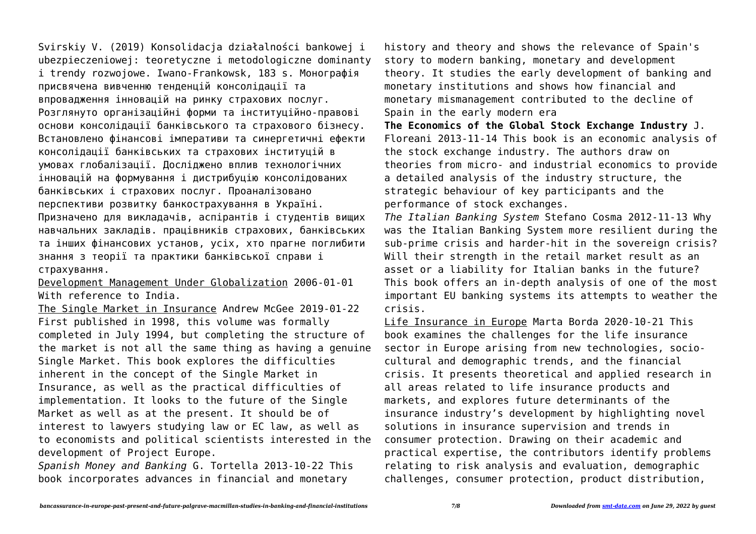Svirskiy V. (2019) Konsolidacja działalności bankowej i ubezpieczeniowej: teoretyczne i metodologiczne dominanty i trendy rozwojowe. Iwano-Frankowsk, 183 s. Монографія присвячена вивченню тенденцій консолідації та впровадження інновацій на ринку страхових послуг. Розглянуто організаційні форми та інституційно-правові основи консолідації банківського та страхового бізнесу. Встановлено фінансові імперативи та синергетичні ефекти консолідації банківських та страхових інституцій в умовах глобалізації. Досліджено вплив технологічних інновацій на формування і дистрибуцію консолідованих банківських і страхових послуг. Проаналізовано перспективи розвитку банкострахування в Україні. Призначено для викладачів, аспірантів і студентів вищих навчальних закладів. працівників страхових, банківських та інших фінансових установ, усіх, хто прагне поглибити знання з теорії та практики банківської справи і страхування.

Development Management Under Globalization 2006-01-01 With reference to India.

The Single Market in Insurance Andrew McGee 2019-01-22 First published in 1998, this volume was formally completed in July 1994, but completing the structure of the market is not all the same thing as having a genuine Single Market. This book explores the difficulties inherent in the concept of the Single Market in Insurance, as well as the practical difficulties of implementation. It looks to the future of the Single Market as well as at the present. It should be of interest to lawyers studying law or EC law, as well as to economists and political scientists interested in the development of Project Europe.

*Spanish Money and Banking* G. Tortella 2013-10-22 This book incorporates advances in financial and monetary history and theory and shows the relevance of Spain's story to modern banking, monetary and development theory. It studies the early development of banking and monetary institutions and shows how financial and monetary mismanagement contributed to the decline of Spain in the early modern era

**The Economics of the Global Stock Exchange Industry** J. Floreani 2013-11-14 This book is an economic analysis of the stock exchange industry. The authors draw on theories from micro- and industrial economics to provide a detailed analysis of the industry structure, the strategic behaviour of key participants and the performance of stock exchanges.

*The Italian Banking System* Stefano Cosma 2012-11-13 Why was the Italian Banking System more resilient during the sub-prime crisis and harder-hit in the sovereign crisis? Will their strength in the retail market result as an asset or a liability for Italian banks in the future? This book offers an in-depth analysis of one of the most important EU banking systems its attempts to weather the crisis.

Life Insurance in Europe Marta Borda 2020-10-21 This book examines the challenges for the life insurance sector in Europe arising from new technologies, socio-cultural and demographic trends, and the financial crisis. It presents theoretical and applied research in all areas related to life insurance products and markets, and explores future determinants of the insurance industry's development by highlighting novel solutions in insurance supervision and trends in consumer protection. Drawing on their academic and practical expertise, the contributors identify problems relating to risk analysis and evaluation, demographic challenges, consumer protection, product distribution,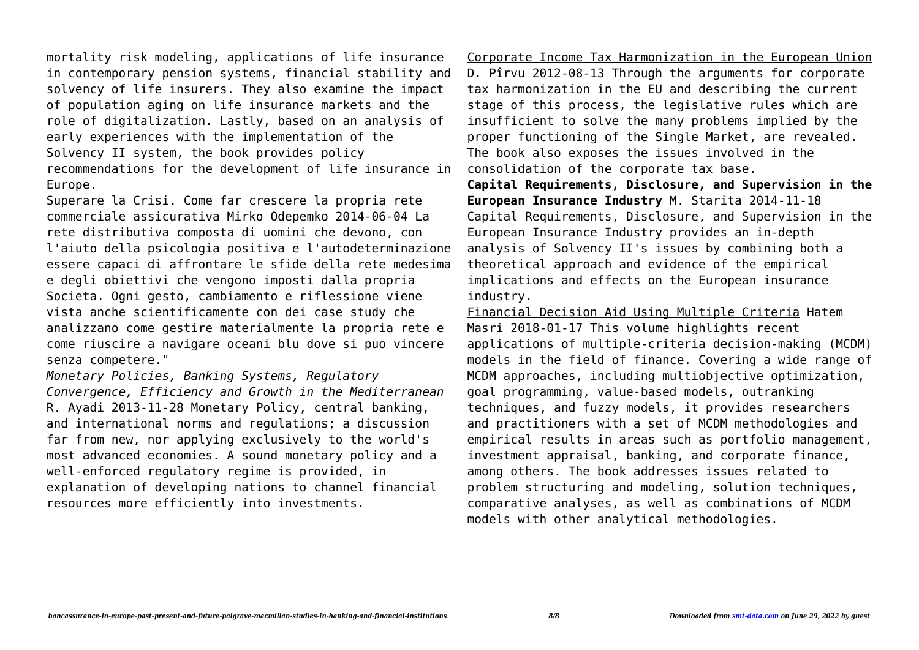mortality risk modeling, applications of life insurance in contemporary pension systems, financial stability and solvency of life insurers. They also examine the impact of population aging on life insurance markets and the role of digitalization. Lastly, based on an analysis of early experiences with the implementation of the Solvency II system, the book provides policy recommendations for the development of life insurance in Europe.

Superare la Crisi. Come far crescere la propria rete commerciale assicurativa Mirko Odepemko 2014-06-04 La rete distributiva composta di uomini che devono, con l'aiuto della psicologia positiva e l'autodeterminazione essere capaci di affrontare le sfide della rete medesima e degli obiettivi che vengono imposti dalla propria Societa. Ogni gesto, cambiamento e riflessione viene vista anche scientificamente con dei case study che analizzano come gestire materialmente la propria rete e come riuscire a navigare oceani blu dove si puo vincere senza competere."

*Monetary Policies, Banking Systems, Regulatory Convergence, Efficiency and Growth in the Mediterranean* R. Ayadi 2013-11-28 Monetary Policy, central banking, and international norms and regulations; a discussion far from new, nor applying exclusively to the world's most advanced economies. A sound monetary policy and a well-enforced regulatory regime is provided, in explanation of developing nations to channel financial resources more efficiently into investments.

Corporate Income Tax Harmonization in the European Union D. Pîrvu 2012-08-13 Through the arguments for corporate tax harmonization in the EU and describing the current stage of this process, the legislative rules which are insufficient to solve the many problems implied by the proper functioning of the Single Market, are revealed. The book also exposes the issues involved in the consolidation of the corporate tax base.

**Capital Requirements, Disclosure, and Supervision in the European Insurance Industry** M. Starita 2014-11-18 Capital Requirements, Disclosure, and Supervision in the European Insurance Industry provides an in-depth analysis of Solvency II's issues by combining both a theoretical approach and evidence of the empirical implications and effects on the European insurance industry.

Financial Decision Aid Using Multiple Criteria Hatem Masri 2018-01-17 This volume highlights recent applications of multiple-criteria decision-making (MCDM) models in the field of finance. Covering a wide range of MCDM approaches, including multiobjective optimization, goal programming, value-based models, outranking techniques, and fuzzy models, it provides researchers and practitioners with a set of MCDM methodologies and empirical results in areas such as portfolio management, investment appraisal, banking, and corporate finance, among others. The book addresses issues related to problem structuring and modeling, solution techniques, comparative analyses, as well as combinations of MCDM models with other analytical methodologies.